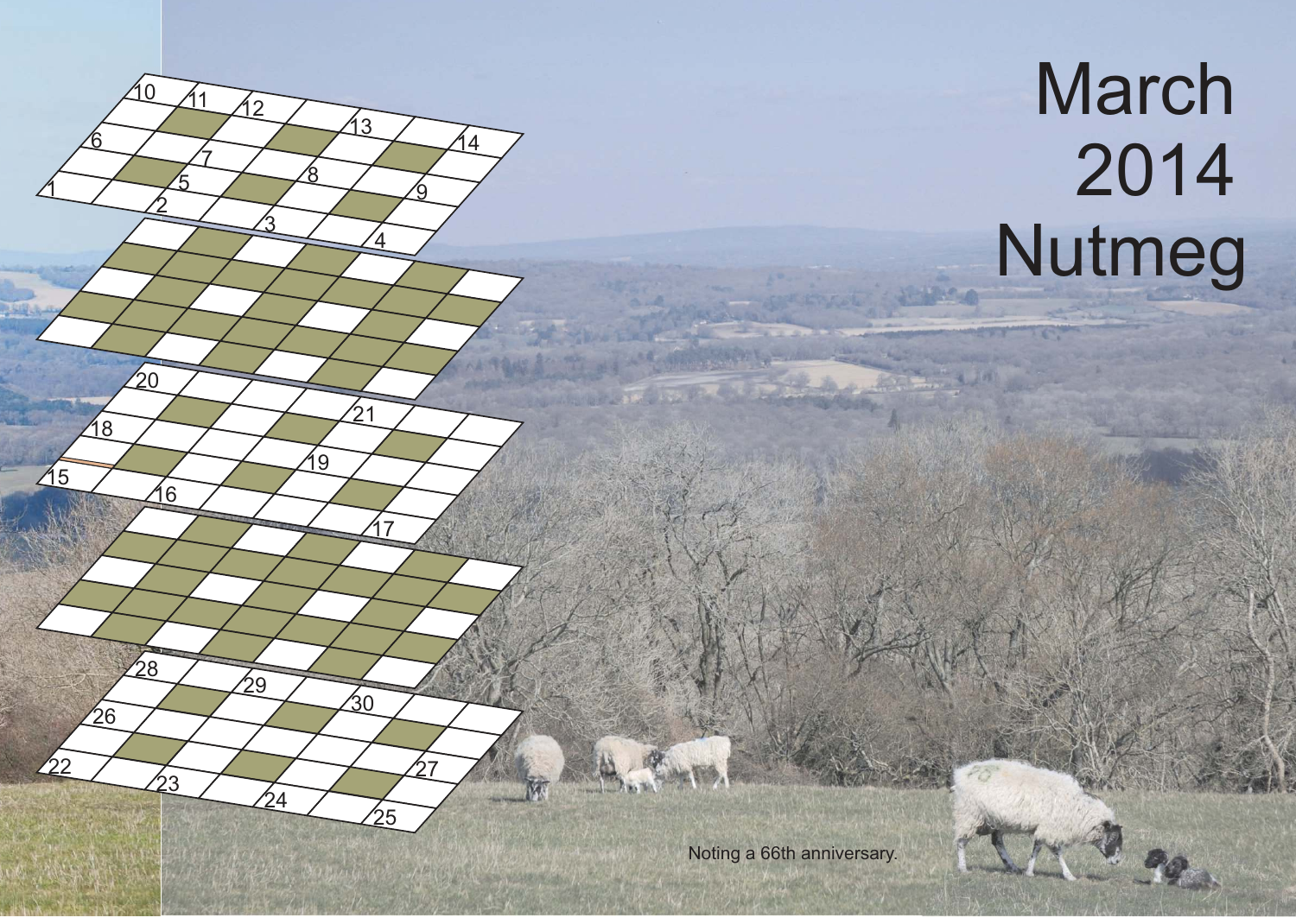# March 2014 Nutmeg

Noting a 66th anniversary.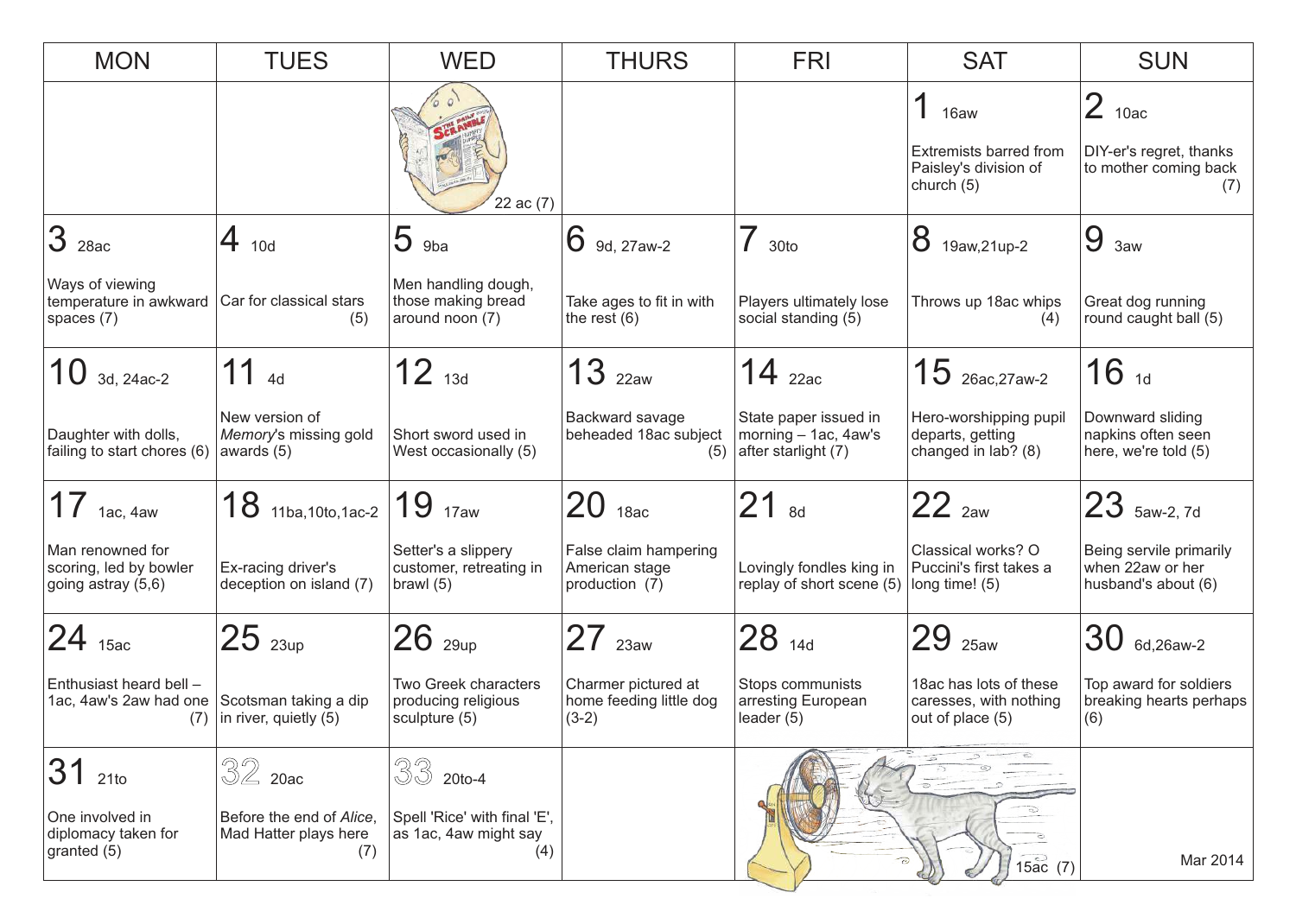| MON | TUES | WED | THURS | FRI | SAT | SUN |
|---|---|---|---|---|---|---|
| | | 22 ac (7) | | | 1 16aw<br>Extremists barred from Paisley's division of church (5) | 2 10ac<br>DIY-er's regret, thanks to mother coming back (7) |
| 3 28ac<br>Ways of viewing temperature in awkward spaces (7) | 4 10d<br>Car for classical stars (5) | 5 9ba<br>Men handling dough, those making bread around noon (7) | 6 9d, 27aw-2<br>Take ages to fit in with the rest (6) | 7 30to<br>Players ultimately lose social standing (5) | 8 19aw,21up-2<br>Throws up 18ac whips (4) | 9 3aw<br>Great dog running round caught ball (5) |
| 10 3d, 24ac-2<br>Daughter with dolls, failing to start chores (6) | 11 4d<br>New version of *Memory*'s missing gold awards (5) | 12 13d<br>Short sword used in West occasionally (5) | 13 22aw<br>Backward savage beheaded 18ac subject (5) | 14 22ac<br>State paper issued in morning – 1ac, 4aw's after starlight (7) | 15 26ac,27aw-2<br>Hero-worshipping pupil departs, getting changed in lab? (8) | 16 1d<br>Downward sliding napkins often seen here, we're told (5) |
| 17 1ac, 4aw<br>Man renowned for scoring, led by bowler going astray (5,6) | 18 11ba,10to,1ac-2<br>Ex-racing driver's deception on island (7) | 19 17aw<br>Setter's a slippery customer, retreating in brawl (5) | 20 18ac<br>False claim hampering American stage production (7) | 21 8d<br>Lovingly fondles king in replay of short scene (5) | 22 2aw<br>Classical works? O Puccini's first takes a long time! (5) | 23 5aw-2, 7d<br>Being servile primarily when 22aw or her husband's about (6) |
| 24 15ac<br>Enthusiast heard bell – 1ac, 4aw's 2aw had one (7) | 25 23up<br>Scotsman taking a dip in river, quietly (5) | 26 29up<br>Two Greek characters producing religious sculpture (5) | 27 23aw<br>Charmer pictured at home feeding little dog (3-2) | 28 14d<br>Stops communists arresting European leader (5) | 29 25aw<br>18ac has lots of these caresses, with nothing out of place (5) | 30 6d,26aw-2<br>Top award for soldiers breaking hearts perhaps (6) |
| 31 21to<br>One involved in diplomacy taken for granted (5) | 32 20ac<br>Before the end of *Alice*, Mad Hatter plays here (7) | 33 20to-4<br>Spell 'Rice' with final 'E', as 1ac, 4aw might say (4) | | 15ac (7) | | Mar 2014 |